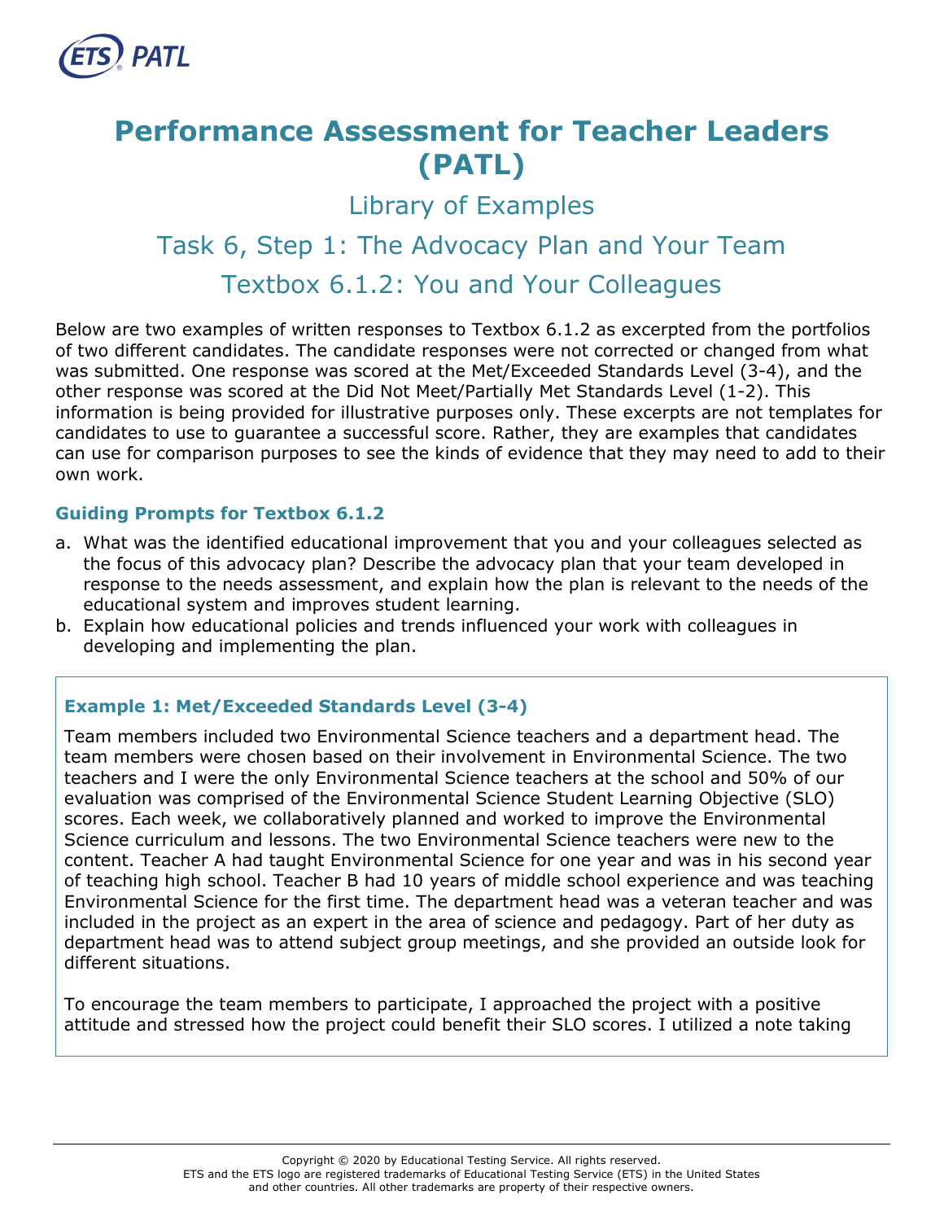# Performance Assessment for Teacher Leaders (PATL)

## Library of Examples

## Task 6, Step 1: The Advocacy Plan and Your Team

## Textbox 6.1.2: You and Your Colleagues

Below are two examples of written responses to Textbox 6.1.2 as excerpted from the portfolios of two different candidates. The candidate responses were not corrected or changed from what was submitted. One response was scored at the Met/Exceeded Standards Level (3-4), and the other response was scored at the Did Not Meet/Partially Met Standards Level (1-2). This information is being provided for illustrative purposes only. These excerpts are not templates for candidates to use to guarantee a successful score. Rather, they are examples that candidates can use for comparison purposes to see the kinds of evidence that they may need to add to their own work.

### Guiding Prompts for Textbox 6.1.2

a. What was the identified educational improvement that you and your colleagues selected as the focus of this advocacy plan? Describe the advocacy plan that your team developed in response to the needs assessment, and explain how the plan is relevant to the needs of the educational system and improves student learning.

b. Explain how educational policies and trends influenced your work with colleagues in developing and implementing the plan.

### Example 1: Met/Exceeded Standards Level (3-4)

Team members included two Environmental Science teachers and a department head. The team members were chosen based on their involvement in Environmental Science. The two teachers and I were the only Environmental Science teachers at the school and 50% of our evaluation was comprised of the Environmental Science Student Learning Objective (SLO) scores. Each week, we collaboratively planned and worked to improve the Environmental Science curriculum and lessons. The two Environmental Science teachers were new to the content. Teacher A had taught Environmental Science for one year and was in his second year of teaching high school. Teacher B had 10 years of middle school experience and was teaching Environmental Science for the first time. The department head was a veteran teacher and was included in the project as an expert in the area of science and pedagogy. Part of her duty as department head was to attend subject group meetings, and she provided an outside look for different situations.

To encourage the team members to participate, I approached the project with a positive attitude and stressed how the project could benefit their SLO scores. I utilized a note taking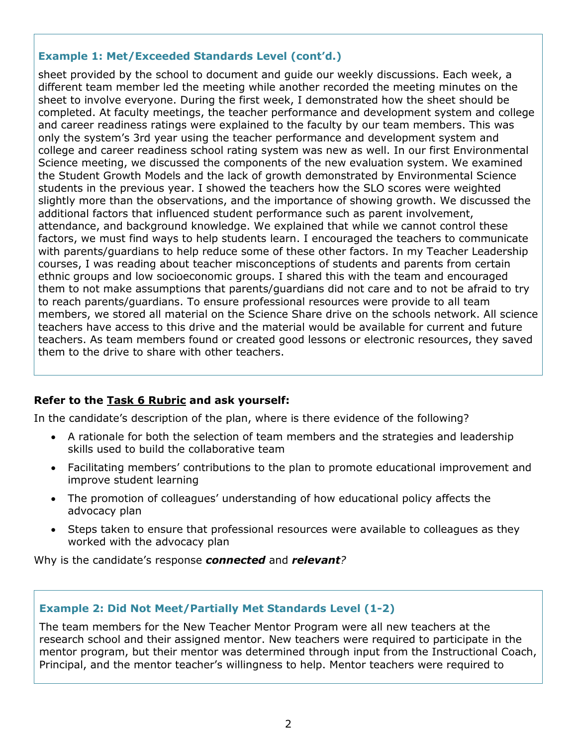### Example 1: Met/Exceeded Standards Level (cont'd.)

sheet provided by the school to document and guide our weekly discussions. Each week, a different team member led the meeting while another recorded the meeting minutes on the sheet to involve everyone. During the first week, I demonstrated how the sheet should be completed. At faculty meetings, the teacher performance and development system and college and career readiness ratings were explained to the faculty by our team members. This was only the system's 3rd year using the teacher performance and development system and college and career readiness school rating system was new as well. In our first Environmental Science meeting, we discussed the components of the new evaluation system. We examined the Student Growth Models and the lack of growth demonstrated by Environmental Science students in the previous year. I showed the teachers how the SLO scores were weighted slightly more than the observations, and the importance of showing growth. We discussed the additional factors that influenced student performance such as parent involvement, attendance, and background knowledge. We explained that while we cannot control these factors, we must find ways to help students learn. I encouraged the teachers to communicate with parents/guardians to help reduce some of these other factors. In my Teacher Leadership courses, I was reading about teacher misconceptions of students and parents from certain ethnic groups and low socioeconomic groups. I shared this with the team and encouraged them to not make assumptions that parents/guardians did not care and to not be afraid to try to reach parents/guardians. To ensure professional resources were provide to all team members, we stored all material on the Science Share drive on the schools network. All science teachers have access to this drive and the material would be available for current and future teachers. As team members found or created good lessons or electronic resources, they saved them to the drive to share with other teachers.

**Refer to the Task 6 Rubric and ask yourself:**

In the candidate's description of the plan, where is there evidence of the following?

- A rationale for both the selection of team members and the strategies and leadership skills used to build the collaborative team
- Facilitating members' contributions to the plan to promote educational improvement and improve student learning
- The promotion of colleagues' understanding of how educational policy affects the advocacy plan
- Steps taken to ensure that professional resources were available to colleagues as they worked with the advocacy plan

Why is the candidate's response ***connected*** and ***relevant****?*

### Example 2: Did Not Meet/Partially Met Standards Level (1-2)

The team members for the New Teacher Mentor Program were all new teachers at the research school and their assigned mentor. New teachers were required to participate in the mentor program, but their mentor was determined through input from the Instructional Coach, Principal, and the mentor teacher's willingness to help. Mentor teachers were required to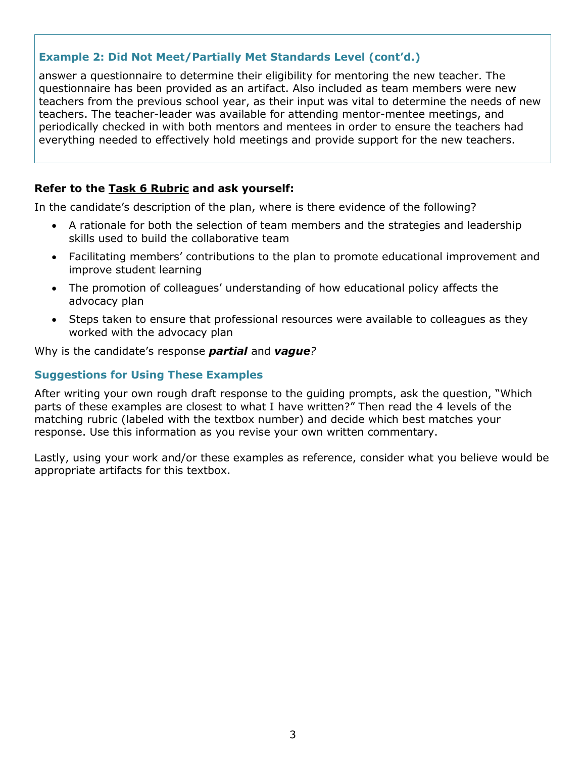### Example 2: Did Not Meet/Partially Met Standards Level (cont'd.)

answer a questionnaire to determine their eligibility for mentoring the new teacher. The questionnaire has been provided as an artifact. Also included as team members were new teachers from the previous school year, as their input was vital to determine the needs of new teachers. The teacher-leader was available for attending mentor-mentee meetings, and periodically checked in with both mentors and mentees in order to ensure the teachers had everything needed to effectively hold meetings and provide support for the new teachers.

**Refer to the Task 6 Rubric and ask yourself:**

In the candidate's description of the plan, where is there evidence of the following?

- A rationale for both the selection of team members and the strategies and leadership skills used to build the collaborative team
- Facilitating members' contributions to the plan to promote educational improvement and improve student learning
- The promotion of colleagues' understanding of how educational policy affects the advocacy plan
- Steps taken to ensure that professional resources were available to colleagues as they worked with the advocacy plan

Why is the candidate's response ***partial*** and ***vague***?

### Suggestions for Using These Examples

After writing your own rough draft response to the guiding prompts, ask the question, "Which parts of these examples are closest to what I have written?" Then read the 4 levels of the matching rubric (labeled with the textbox number) and decide which best matches your response. Use this information as you revise your own written commentary.

Lastly, using your work and/or these examples as reference, consider what you believe would be appropriate artifacts for this textbox.